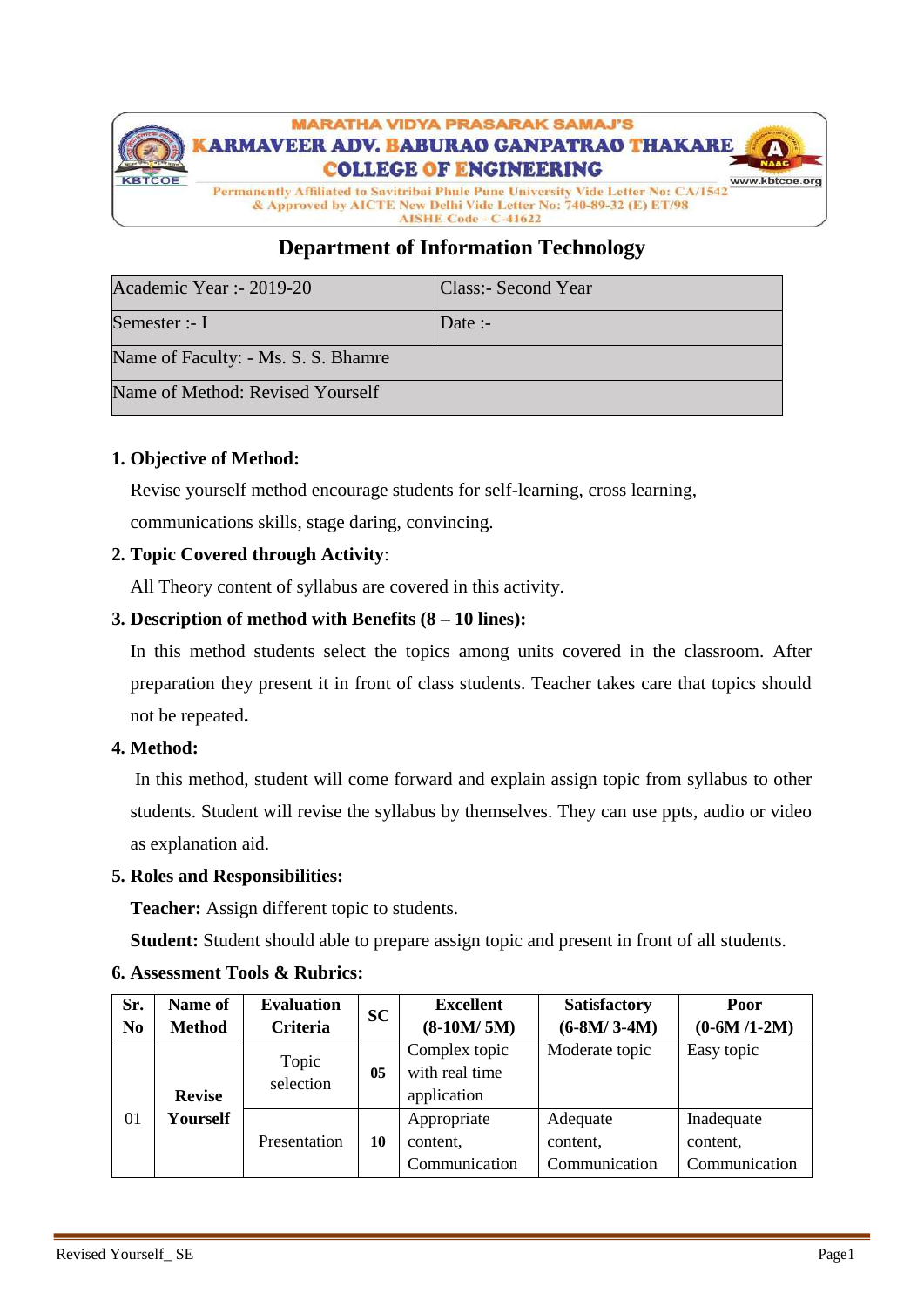MARATHA VIDYA PRASARAK SAMAJ'S

# KARMAVEER ADV. BABURAO GANPATRAO THAKARE COLLEGE OF ENGINEERING

Permanently Affiliated to Savitribai Phule Pune University Vide Letter No: CA/1542
& Approved by AICTE New Delhi Vide Letter No: 740-89-32 (E) ET/98
AISHE Code - C-41622

KBTCOE    NAAC    www.kbtcoe.org

## Department of Information Technology

| Academic Year :- 2019-20 | Class:- Second Year |
|---|---|
| Semester :- I | Date :- |
| Name of Faculty: - Ms. S. S. Bhamre | |
| Name of Method: Revised Yourself | |

**1. Objective of Method:**

Revise yourself method encourage students for self-learning, cross learning, communications skills, stage daring, convincing.

**2. Topic Covered through Activity**:

All Theory content of syllabus are covered in this activity.

**3. Description of method with Benefits (8 – 10 lines):**

In this method students select the topics among units covered in the classroom. After preparation they present it in front of class students. Teacher takes care that topics should not be repeated**.**

**4. Method:**

In this method, student will come forward and explain assign topic from syllabus to other students. Student will revise the syllabus by themselves. They can use ppts, audio or video as explanation aid.

**5. Roles and Responsibilities:**

**Teacher:** Assign different topic to students.

**Student:** Student should able to prepare assign topic and present in front of all students.

**6. Assessment Tools & Rubrics:**

| Sr. No | Name of Method | Evaluation Criteria | SC | Excellent (8-10M/ 5M) | Satisfactory (6-8M/ 3-4M) | Poor (0-6M /1-2M) |
|---|---|---|---|---|---|---|
| 01 | Revise Yourself | Topic selection | 05 | Complex topic with real time application | Moderate topic | Easy topic |
| | | Presentation | 10 | Appropriate content, Communication | Adequate content, Communication | Inadequate content, Communication |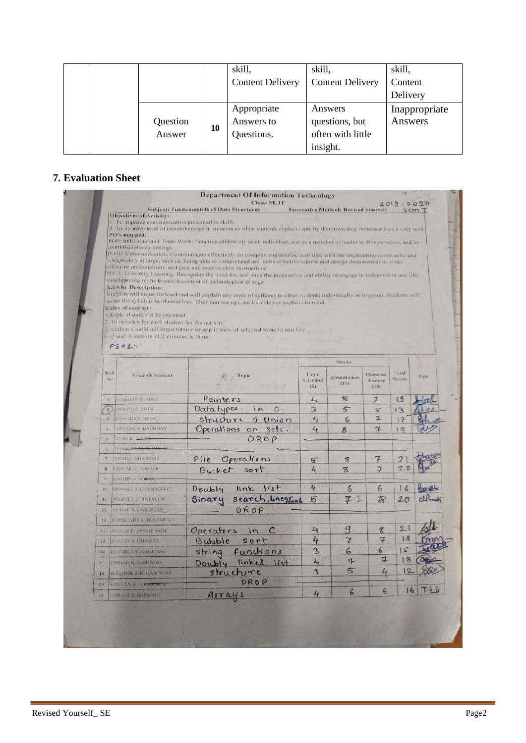|  |  |  |  | skill, Content Delivery | skill, Content Delivery | skill, Content Delivery |
|---|---|---|---|---|---|---|
|  |  | Question Answer | 10 | Appropriate Answers to Questions. | Answers questions, but often with little insight. | Inappropriate Answers |

## 7. Evaluation Sheet

**Department Of Information Technology**

**Class: SE IT** 2019 - 2020 Sem I

**Subject: Fundamentals of Data Structures** **Innovative Method: Revised yourself**

**Objectives of Activity:**

1. To improve communication/presentation skills
2. To improve level of rememberance in students as when students explain topic by their own they remembers it very well

**PO's mapped:**

PO9: Individual and Team Work: Function effectively as an individual, and as a member or leader in diverse teams, and in multidisciplinary settings

PO10: Communication: Communicate effectively on complex engineering activities with the engineering community and with society at large, such as, being able to comprehend and write effective reports and design documentation, make effective presentations, and give and receive clear instructions

PO11: Life-long Learning: Recognize the need for, and have the preparation and ability to engage in independent and life-long learning in the broadest context of technological change

**Activity Description:**

Students will come forward and will explain any topic of syllabus to other students individually or in group. Students will revise the syllabus by themselves. They can use ppt, audio, video as explaination aid.

**Rules of activity:**

1. Topic should not be repeated
2. 10 minutes for each student for the activity
3. student should tell importannce or application of selected topic in real life
4. Q and A session of 2 minutes is there

PS01:-

| Roll No | Name Of Student | Topic | Topic Selection (5) | presentation (10) | Question Answer (10) | Total Marks | Sign |
|---|---|---|---|---|---|---|---|
| 1 | VAIBHAV B. ADKE | Pointers | 4 | 8 | 7 | 19 | (signed) |
| 2 | ANKITA S. AHER | Data types in C | 3 | 5 | 5 | 13 | (signed) |
| 3 | RUSHIKESH S. AHER | Structure & Union | 4 | 6 | 7 | 17 | (signed) |
| 4 | ATHANG V. BACHHAV | Operations on sets. | 4 | 8 | 7 | 19 | (signed) |
| 5 | SNEHA K. BAGUL | DROP |  |  |  |  |  |
| 6 | HARSHAL M. BHAMARE |  |  |  |  |  |  |
| 7 | VIDHI P. DHANSALI | File Operations | 5 | 8 | 7 | 21 | (signed) |
| 8 | OMKAR G. BORADE | Bucket sort | 4 | 8 | 7 | 20 | (signed) |
| 9 | SACHIN V. BORSE |  |  |  |  |  |  |
| 10 | PRANAV S. CHANAGOND | Doubly link list | 4 | 6 | 6 | 16 | (signed) |
| 11 | PREETI S. CHIKTALURI | Binary search, Linear search | 5 | 7-1 | 8 | 20 | (signed) |
| 12 | KUNAL N. DASHPUTE | DROP |  |  |  |  |  |
| 13 | HARSHADA S. DESHMUKH |  |  |  |  |  |  |
| 14 | SOHAM D. DESHPANDE | Operators in C | 4 | 9 | 8 | 21 | (signed) |
| 15 | PIYUSH A. DHAMNE | Bubble sort | 4 | 7 | 7 | 18 | (signed) |
| 16 | RUCHIKA S. GAIDHANI | String functions | 3 | 6 | 6 | 15 | (signed) |
| 17 | OMKAR K. GAIKWAD | Doubly linked list | 4 | 7 | 7 | 18 | (signed) |
| 18 | SHRADDHA R. GAIKWAD | structure | 3 | 5 | 4 | 12 | (signed) |
| 19 | SHWETA B. GANGURDE | DROP |  |  |  |  |  |
| 20 | TUSHAR S. GIRNARE | Arrays | 4 | 6 | 6 | 16 | TSG |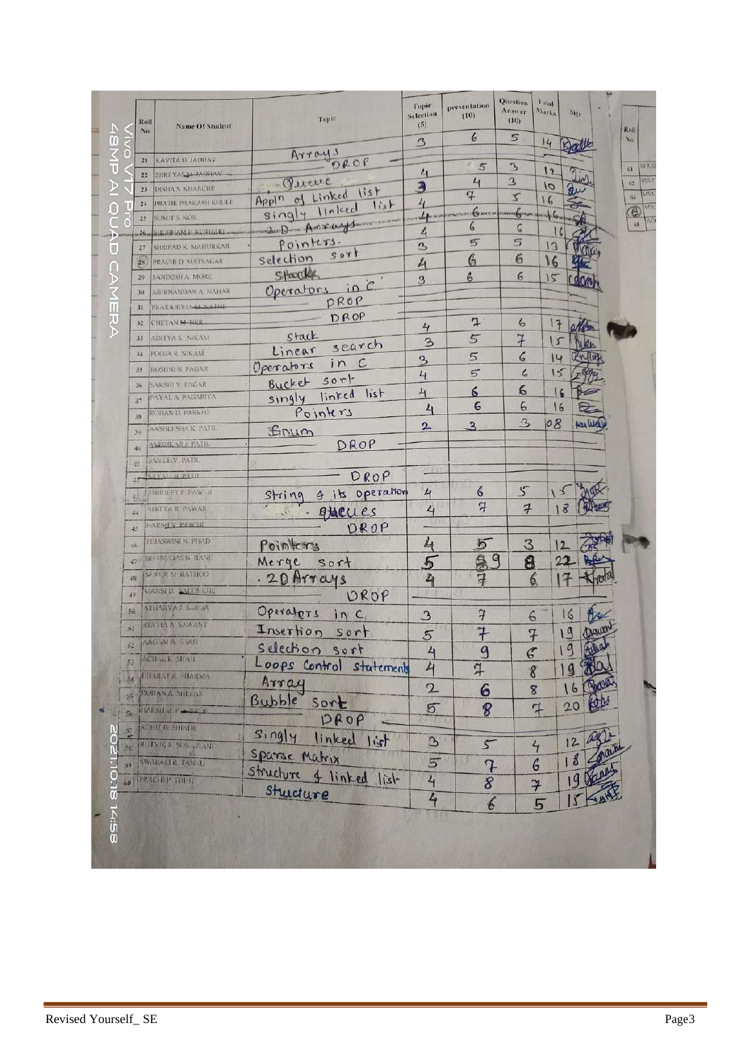| Roll No | Name Of Student | Topic | Topic Selection (5) | presentation (10) | Question Answer (10) | Total Marks | Sign |
|---|---|---|---|---|---|---|---|
| | | | 3 | 6 | 5 | 14 | |
| 21 | KAVITA D. JADHAV | Arrays | | | | | |
| 22 | SHREYAS ~~JADHAV~~ | DROP | | | | | |
| 23 | DISHA S. KHARCHE | Queue | 4 | 5 | 3 | 12 | |
| 24 | PRATIK PRAKASH KHULE | Appln of Linked list | 3 | 4 | 3 | 10 | |
| 25 | SUMIT S. KOR | Singly linked list | 4 | 7 | 5 | 16 | |
| 26 | ~~SURBHANAE KOTHARI~~ | ~~2-D Arrays~~ | ~~4~~ | ~~6~~ | ~~6~~ | ~~16~~ | |
| 27 | SHRIPAD K. MAHURKAR | 2-D Arrays | 4 | 6 | 6 | 16 | |
| 28 | PRACHI D. MATSAGAR | Pointers. | 3 | 5 | 5 | 13 | |
| 29 | SANDESH A. MORE | Selection sort | 4 | 6 | 6 | 16 | |
| 30 | ABHINANDAN A. NAHAR | Stack | 3 | 6 | 6 | 15 | |
| 31 | ~~PRAKARDHAN NATHE~~ | Operators in C | | | | | |
| 32 | CHETAN ~~M. NER~~ | DROP | | | | | |
| 33 | ADITYA S. NIKAM | DROP | 4 | 7 | 6 | 17 | |
| 34 | POOJA R. NIKAM | Stack | 3 | 5 | 7 | 15 | |
| 35 | ROSHNI N. PAGAR | Linear search | 3 | 5 | 6 | 14 | |
| 36 | SAKSHI Y. PAGAR | Operators in C | 4 | 5 | 6 | 15 | |
| 37 | PAYAL A. PAGARIYA | Bucket sort | 4 | 6 | 6 | 16 | |
| 38 | ROHAN D. PAREKH | Singly linked list | 4 | 6 | 6 | 16 | |
| 39 | AASHLESHA K. PATIL | Pointers | 2 | 3 | 3 | 08 | |
| 40 | AVISHKAR J. PATIL | Enum | | | | | |
| 41 | SAHIL V. PATIL | DROP | | | | | |
| 42 | SAYALI R. PATIL | | | | | | |
| 43 | ABHIJEET P. PAWAR | DROP | | | | | |
| 44 | ADITYA R. PAWAR | String & its operation | 4 | 6 | 5 | 15 | |
| 45 | HARSH V. PAWAR | Queues | 4 | 7 | 7 | 18 | |
| 46 | TEJASWINI N. PISAD | DROP | | | | | |
| 47 | BHANUDAS K. RANE | Pointers | 4 | 5 | 3 | 12 | |
| 48 | NUPUR M. RATHOD | Merge sort | 5 | 9 | 8 | 22 | |
| 49 | MANSI D. SALUNKHE | 2D Arrays | 4 | 7 | 6 | 17 | |
| 50 | ATHARVA J. SARGA | DROP | | | | | |
| 51 | RUCHA A. SAWANT | Operators in C | 3 | 7 | 6 | 16 | |
| 52 | AAGAM A. SHAH | Insertion sort | 5 | 7 | 7 | 19 | |
| 53 | ACHAL K. SHAH | Selection sort | 4 | 9 | 6 | 19 | |
| 54 | BHARAT K. SHARMA | Loops Control Statements | 4 | 7 | 8 | 19 | |
| 55 | ROHAN A. SHELAR | Array | 2 | 6 | 8 | 16 | |
| 56 | HARSHAL P. ~~SHINDE~~ | Bubble Sort | 5 | 8 | 7 | 20 | |
| 57 | ROHIT R. SHINDE | DROP | | | | | |
| 58 | RUTVIK R. SONAWANE | Singly linked list | 3 | 5 | 4 | 12 | |
| 59 | SWARALI R. TANKU | Sparse Matrix | 5 | 7 | 6 | 18 | |
| 60 | PRACHI P. THETE | Structure & linked list | 4 | 8 | 7 | 19 | |
| | | Structure | 4 | 6 | 5 | 15 | |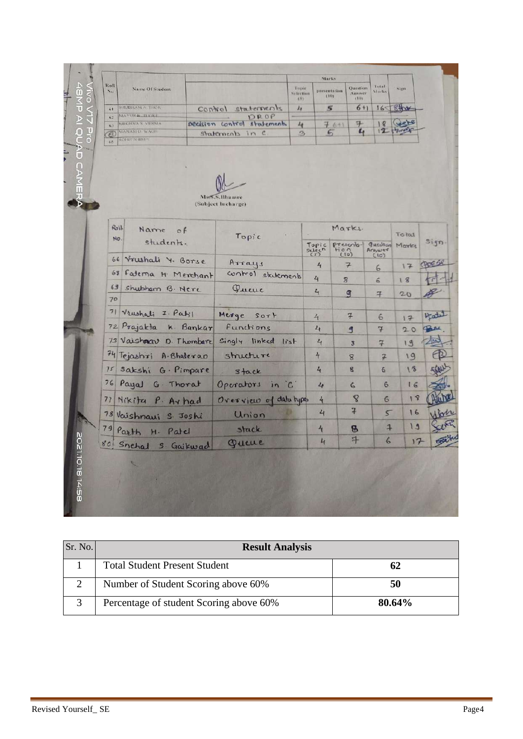| Roll No | Name Of Student | | Marks: Topic Selection (5) | presentation (10) | Question Answer (10) | Total Marks | Sign |
|---|---|---|---|---|---|---|---|
| 61 | SHUBHAM A. THOK | Control statements | 4 | 5 | 6+1 | 16 | |
| 62 | MAYURI N. TEKALE | DROP | | | | | |
| 63 | MEGHNA S. VERMA | Decision control statements | 4 | 7 6+1 | 7 | 18 | |
| 64 | MANASI D. WAGH | Statements in C | 3 | 5 | 4 | 12 | |
| 65 | ROHIT N. BMP | | | | | | |

Mrs. S.S. Bhamre
(Subject Incharge)

| Roll No. | Name of students. | Topic | Marks: Topic Selecn (5) | Presentation (10) | Question Answer (10) | Total Marks | Sign. |
|---|---|---|---|---|---|---|---|
| 66 | Vrushali Y. Borse | Arrays | 4 | 7 | 6 | 17 | |
| 68 | Fatema H. Merchant | control statements | 4 | 8 | 6 | 18 | |
| 69 | Shubham B. Nere | Queue | 4 | 9 | 7 | 20 | |
| 70 | | | | | | | |
| 71 | Vrushali I. Patil | Merge sort | 4 | 7 | 6 | 17 | |
| 72 | Prajakta K. Bankar | Functions | 4 | 9 | 7 | 20 | |
| 73 | Vaishnavi D. Thombare | Singly linked list | 4 | 8 | 7 | 19 | |
| 74 | Tejashri A. Bhalerao | structure | 4 | 8 | 7 | 19 | |
| 75 | Sakshi G. Pimpare | stack | 4 | 8 | 6 | 18 | |
| 76 | Payal G. Thorat | Operators in 'C' | 4 | 6 | 6 | 16 | |
| 77 | Nikita P. Arhad | Overview of data types | 4 | 8 | 6 | 18 | |
| 78 | Vaishnavi S. Joshi | Union | 4 | 7 | 5 | 16 | |
| 79 | Parth H. Patel | stack | 4 | 8 | 7 | 19 | |
| 80 | Snehal S. Gaikwad | Queue | 4 | 7 | 6 | 17 | |

| Sr. No. | Result Analysis | |
|---|---|---|
| 1 | Total Student Present Student | **62** |
| 2 | Number of Student Scoring above 60% | **50** |
| 3 | Percentage of student Scoring above 60% | **80.64%** |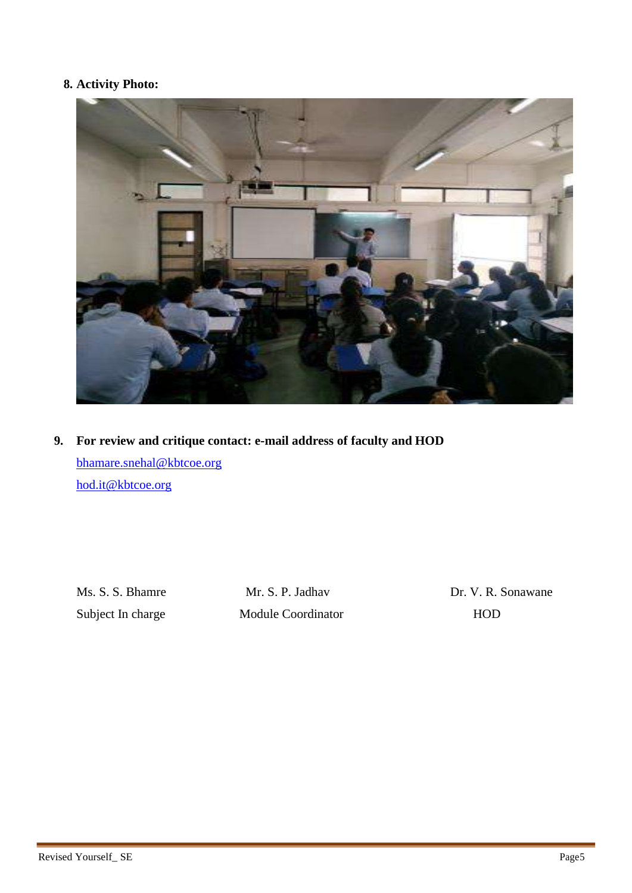**8. Activity Photo:**

**9. For review and critique contact: e-mail address of faculty and HOD**

bhamare.snehal@kbtcoe.org

hod.it@kbtcoe.org

| | | |
|---|---|---|
| Ms. S. S. Bhamre | Mr. S. P. Jadhav | Dr. V. R. Sonawane |
| Subject In charge | Module Coordinator | HOD |